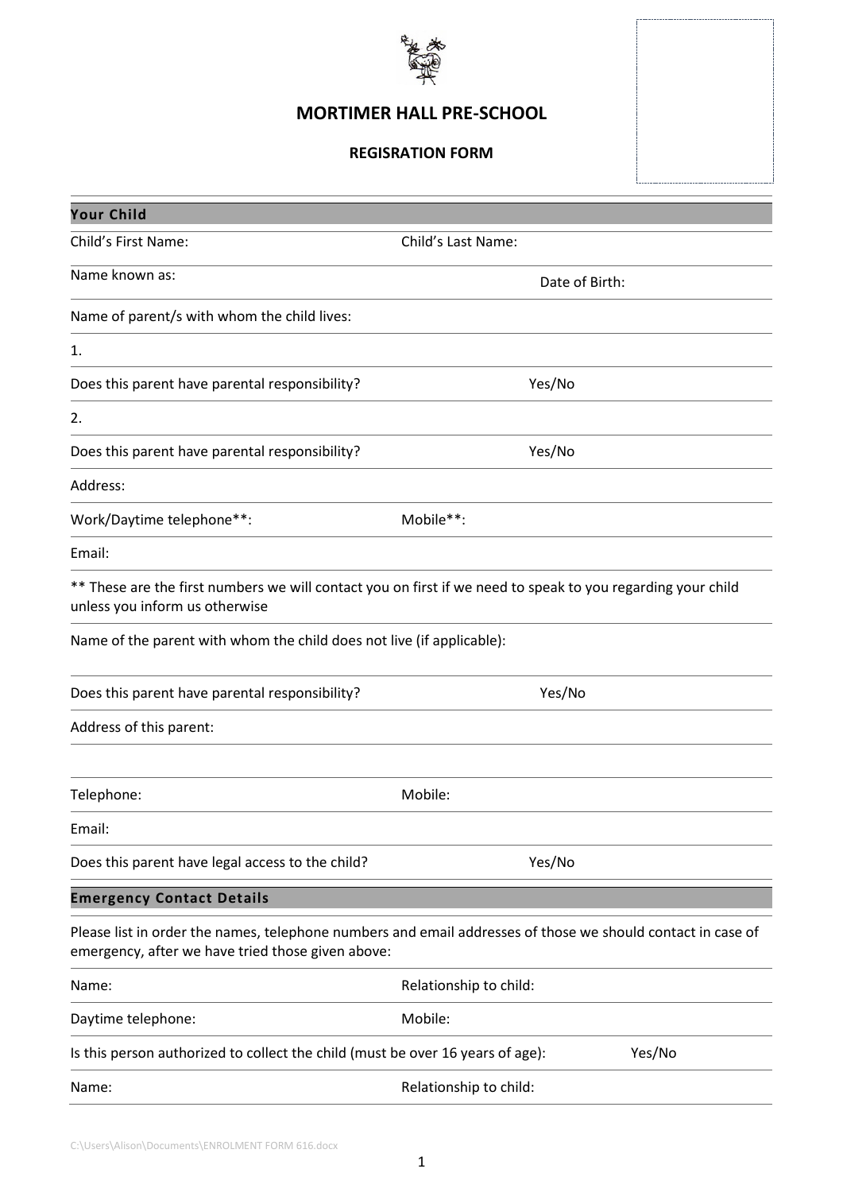# MORTIMER HALL PRE-SCHOOL

## REGISRATION FORM

**Your Child**

Child's First Name: Child's Last Name:

Name known as: Date of Birth:

Name of parent/s with whom the child lives:

1.

Does this parent have parental responsibility? Yes/No

2.

Does this parent have parental responsibility? Yes/No

Address:

Work/Daytime telephone**: Mobile**:

Email:

** These are the first numbers we will contact you on first if we need to speak to you regarding your child unless you inform us otherwise

Name of the parent with whom the child does not live (if applicable):

Does this parent have parental responsibility? Yes/No

Address of this parent:

Telephone: Mobile:

Email:

Does this parent have legal access to the child? Yes/No

**Emergency Contact Details**

Please list in order the names, telephone numbers and email addresses of those we should contact in case of emergency, after we have tried those given above:

Name: Relationship to child:

Daytime telephone: Mobile:

Is this person authorized to collect the child (must be over 16 years of age): Yes/No

Name: Relationship to child: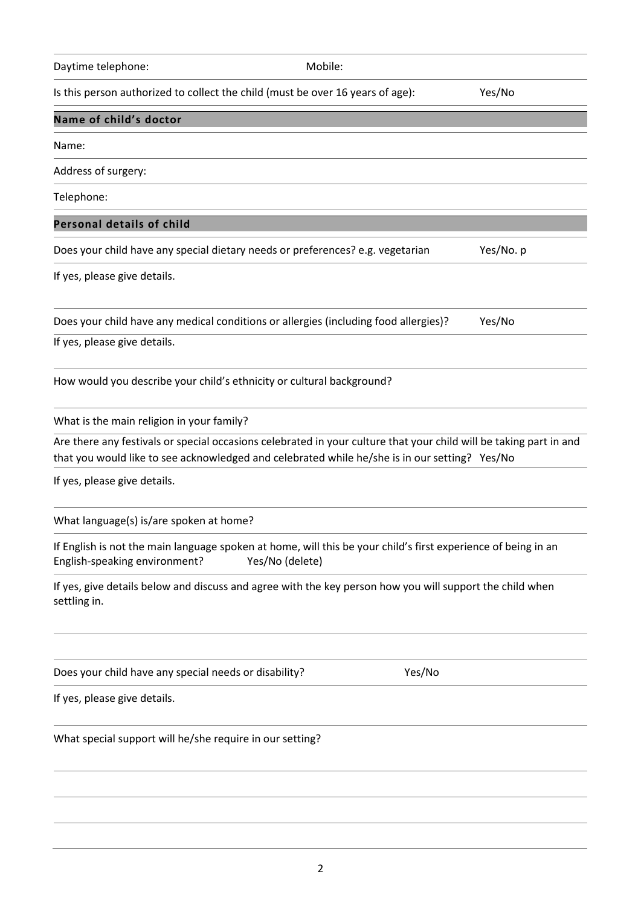Daytime telephone: Mobile:

Is this person authorized to collect the child (must be over 16 years of age): Yes/No

## Name of child's doctor

Name:

Address of surgery:

Telephone:

## Personal details of child

Does your child have any special dietary needs or preferences? e.g. vegetarian Yes/No. p

If yes, please give details.

Does your child have any medical conditions or allergies (including food allergies)? Yes/No

If yes, please give details.

How would you describe your child's ethnicity or cultural background?

What is the main religion in your family?

Are there any festivals or special occasions celebrated in your culture that your child will be taking part in and that you would like to see acknowledged and celebrated while he/she is in our setting? Yes/No

If yes, please give details.

What language(s) is/are spoken at home?

If English is not the main language spoken at home, will this be your child's first experience of being in an English-speaking environment? Yes/No (delete)

If yes, give details below and discuss and agree with the key person how you will support the child when settling in.

Does your child have any special needs or disability? Yes/No

If yes, please give details.

What special support will he/she require in our setting?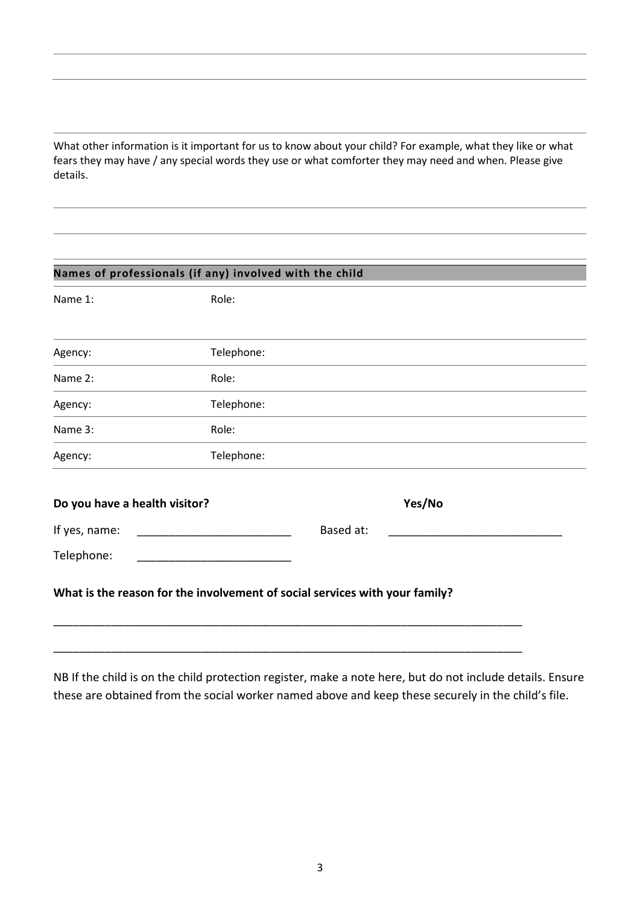What other information is it important for us to know about your child? For example, what they like or what fears they may have / any special words they use or what comforter they may need and when. Please give details.

## Names of professionals (if any) involved with the child

| | |
|---|---|
| Name 1: | Role: |
| Agency: | Telephone: |
| Name 2: | Role: |
| Agency: | Telephone: |
| Name 3: | Role: |
| Agency: | Telephone: |

**Do you have a health visitor?** **Yes/No**

If yes, name: ________________________ Based at: ___________________________

Telephone: ________________________

**What is the reason for the involvement of social services with your family?**

___________________________________________________________________________

___________________________________________________________________________

NB If the child is on the child protection register, make a note here, but do not include details. Ensure these are obtained from the social worker named above and keep these securely in the child's file.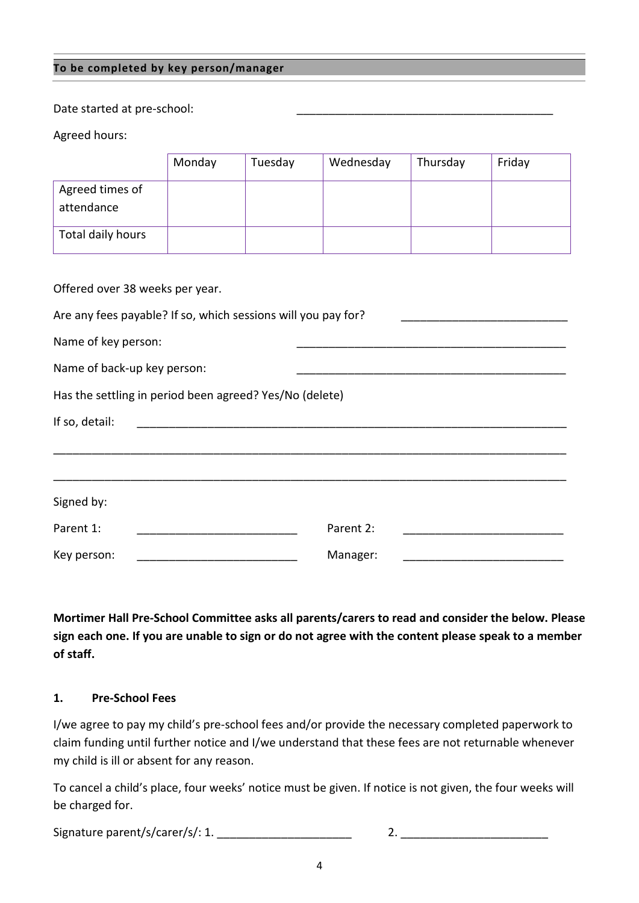**To be completed by key person/manager**

Date started at pre-school: ________________________________________

Agreed hours:

| | Monday | Tuesday | Wednesday | Thursday | Friday |
|---|---|---|---|---|---|
| Agreed times of attendance | | | | | |
| Total daily hours | | | | | |

Offered over 38 weeks per year.

Are any fees payable? If so, which sessions will you pay for? __________________________

Name of key person: ___________________________________________

Name of back-up key person: ___________________________________________

Has the settling in period been agreed? Yes/No (delete)

If so, detail: ____________________________________________________________________

_______________________________________________________________________________

_______________________________________________________________________________

Signed by:

Parent 1: _________________________ Parent 2: _________________________

Key person: _________________________ Manager: _________________________

**Mortimer Hall Pre-School Committee asks all parents/carers to read and consider the below. Please sign each one. If you are unable to sign or do not agree with the content please speak to a member of staff.**

### 1. Pre-School Fees

I/we agree to pay my child's pre-school fees and/or provide the necessary completed paperwork to claim funding until further notice and I/we understand that these fees are not returnable whenever my child is ill or absent for any reason.

To cancel a child's place, four weeks' notice must be given. If notice is not given, the four weeks will be charged for.

Signature parent/s/carer/s/: 1. _____________________ 2. _______________________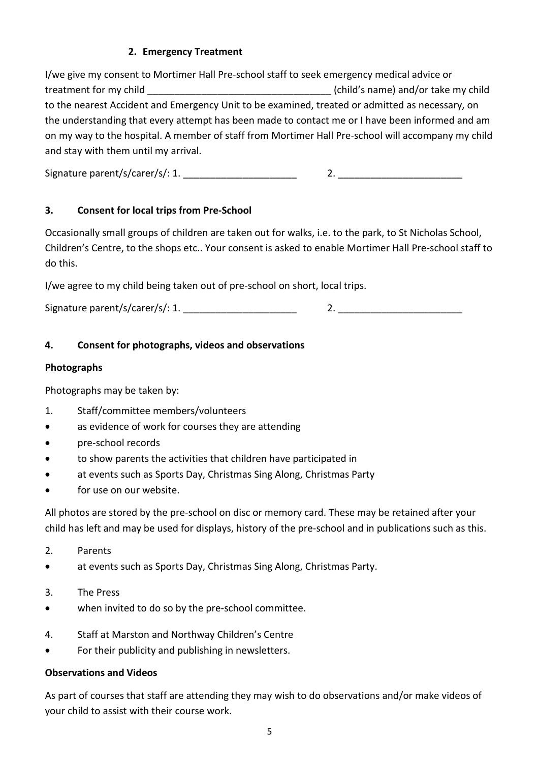## 2. Emergency Treatment

I/we give my consent to Mortimer Hall Pre-school staff to seek emergency medical advice or treatment for my child _________________________________ (child's name) and/or take my child to the nearest Accident and Emergency Unit to be examined, treated or admitted as necessary, on the understanding that every attempt has been made to contact me or I have been informed and am on my way to the hospital. A member of staff from Mortimer Hall Pre-school will accompany my child and stay with them until my arrival.

Signature parent/s/carer/s/: 1. _____________________ 2. _______________________

## 3. Consent for local trips from Pre-School

Occasionally small groups of children are taken out for walks, i.e. to the park, to St Nicholas School, Children's Centre, to the shops etc.. Your consent is asked to enable Mortimer Hall Pre-school staff to do this.

I/we agree to my child being taken out of pre-school on short, local trips.

Signature parent/s/carer/s/: 1. _____________________ 2. _______________________

## 4. Consent for photographs, videos and observations

**Photographs**

Photographs may be taken by:

1. Staff/committee members/volunteers
- as evidence of work for courses they are attending
- pre-school records
- to show parents the activities that children have participated in
- at events such as Sports Day, Christmas Sing Along, Christmas Party
- for use on our website.

All photos are stored by the pre-school on disc or memory card. These may be retained after your child has left and may be used for displays, history of the pre-school and in publications such as this.

2. Parents
- at events such as Sports Day, Christmas Sing Along, Christmas Party.

3. The Press
- when invited to do so by the pre-school committee.

4. Staff at Marston and Northway Children's Centre
- For their publicity and publishing in newsletters.

**Observations and Videos**

As part of courses that staff are attending they may wish to do observations and/or make videos of your child to assist with their course work.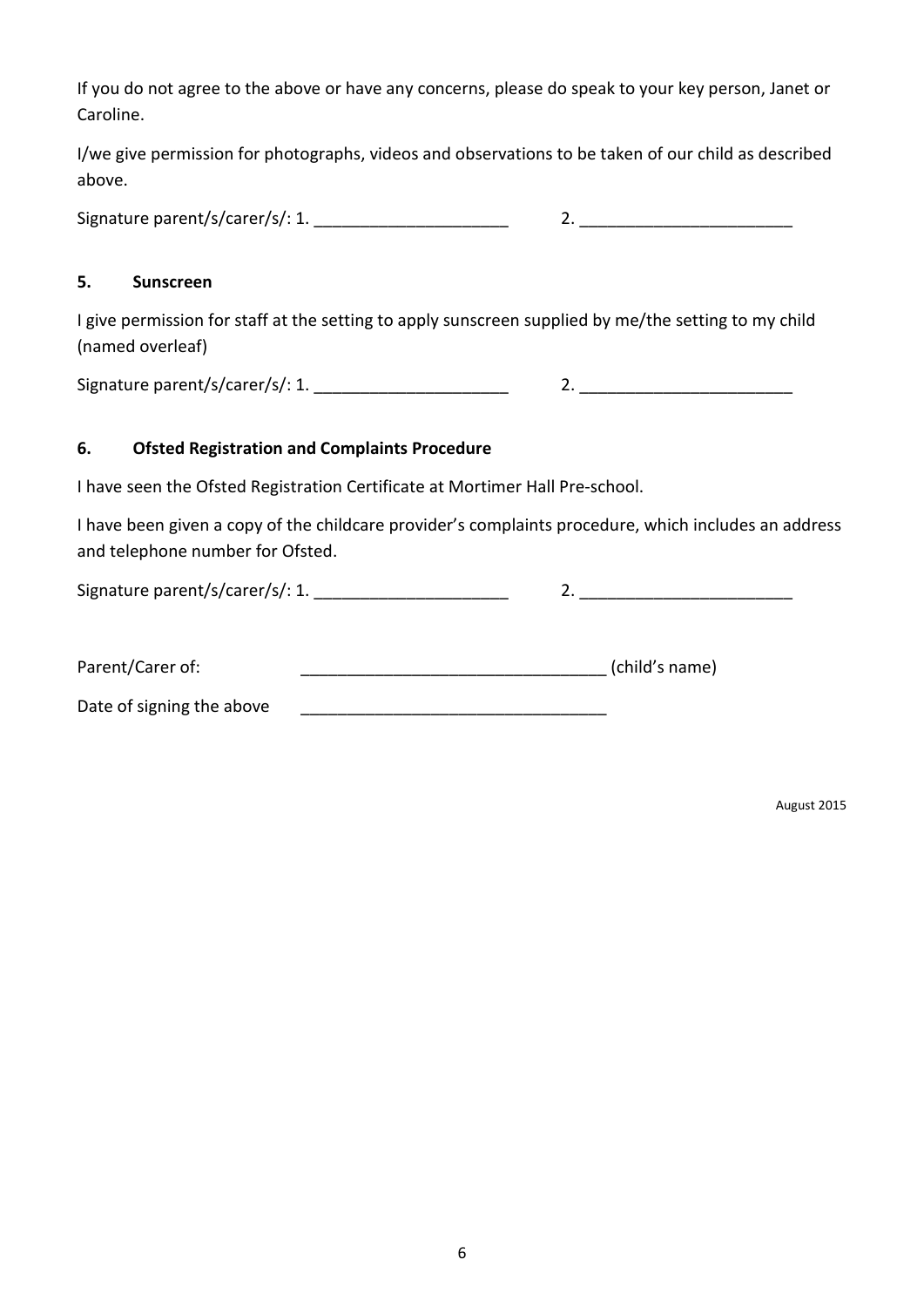If you do not agree to the above or have any concerns, please do speak to your key person, Janet or Caroline.

I/we give permission for photographs, videos and observations to be taken of our child as described above.

Signature parent/s/carer/s/: 1. _____________________ 2. _______________________

### 5. Sunscreen

I give permission for staff at the setting to apply sunscreen supplied by me/the setting to my child (named overleaf)

Signature parent/s/carer/s/: 1. _____________________ 2. _______________________

### 6. Ofsted Registration and Complaints Procedure

I have seen the Ofsted Registration Certificate at Mortimer Hall Pre-school.

I have been given a copy of the childcare provider's complaints procedure, which includes an address and telephone number for Ofsted.

Signature parent/s/carer/s/: 1. _____________________ 2. _______________________

Parent/Carer of: _________________________________ (child's name)

Date of signing the above _________________________________

August 2015